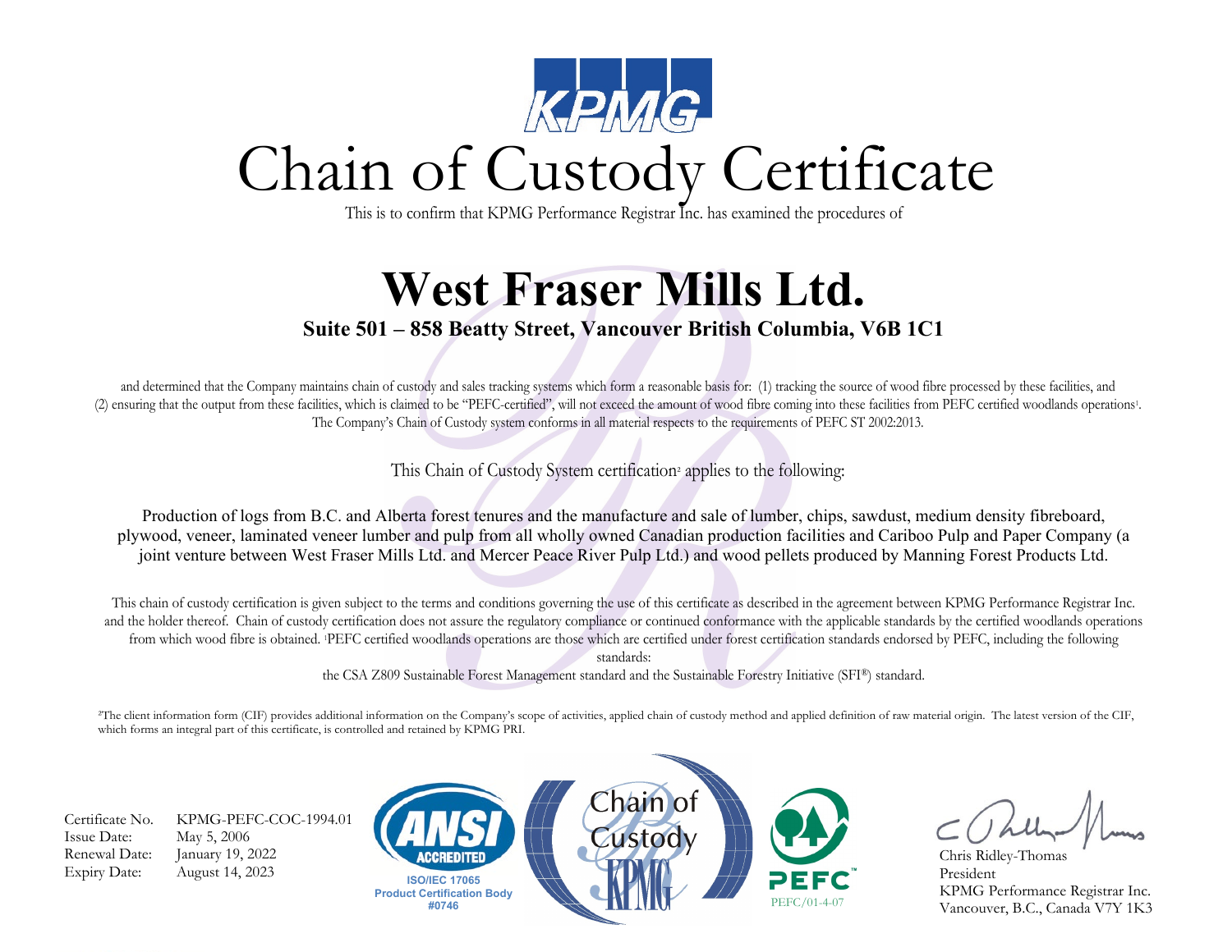KPMG

# Chain of Custody Certificate

This is to confirm that KPMG Performance Registrar Inc. has examined the procedures of

## West Fraser Mills Ltd.

**Suite 501 – 858 Beatty Street, Vancouver British Columbia, V6B 1C1**

and determined that the Company maintains chain of custody and sales tracking systems which form a reasonable basis for: (1) tracking the source of wood fibre processed by these facilities, and (2) ensuring that the output from these facilities, which is claimed to be "PEFC-certified", will not exceed the amount of wood fibre coming into these facilities from PEFC certified woodlands operations[1]. The Company's Chain of Custody system conforms in all material respects to the requirements of PEFC ST 2002:2013.

This Chain of Custody System certification[2] applies to the following:

Production of logs from B.C. and Alberta forest tenures and the manufacture and sale of lumber, chips, sawdust, medium density fibreboard, plywood, veneer, laminated veneer lumber and pulp from all wholly owned Canadian production facilities and Cariboo Pulp and Paper Company (a joint venture between West Fraser Mills Ltd. and Mercer Peace River Pulp Ltd.) and wood pellets produced by Manning Forest Products Ltd.

This chain of custody certification is given subject to the terms and conditions governing the use of this certificate as described in the agreement between KPMG Performance Registrar Inc. and the holder thereof. Chain of custody certification does not assure the regulatory compliance or continued conformance with the applicable standards by the certified woodlands operations from which wood fibre is obtained. [1]PEFC certified woodlands operations are those which are certified under forest certification standards endorsed by PEFC, including the following standards:

the CSA Z809 Sustainable Forest Management standard and the Sustainable Forestry Initiative (SFI®) standard.

[2]The client information form (CIF) provides additional information on the Company's scope of activities, applied chain of custody method and applied definition of raw material origin. The latest version of the CIF, which forms an integral part of this certificate, is controlled and retained by KPMG PRI.

| | |
|---|---|
| Certificate No. | KPMG-PEFC-COC-1994.01 |
| Issue Date: | May 5, 2006 |
| Renewal Date: | January 19, 2022 |
| Expiry Date: | August 14, 2023 |

ANSI ACCREDITED
ISO/IEC 17065
Product Certification Body
#0746

Chain of Custody KPMG

PEFC
PEFC/01-4-07

Chris Ridley-Thomas
President
KPMG Performance Registrar Inc.
Vancouver, B.C., Canada V7Y 1K3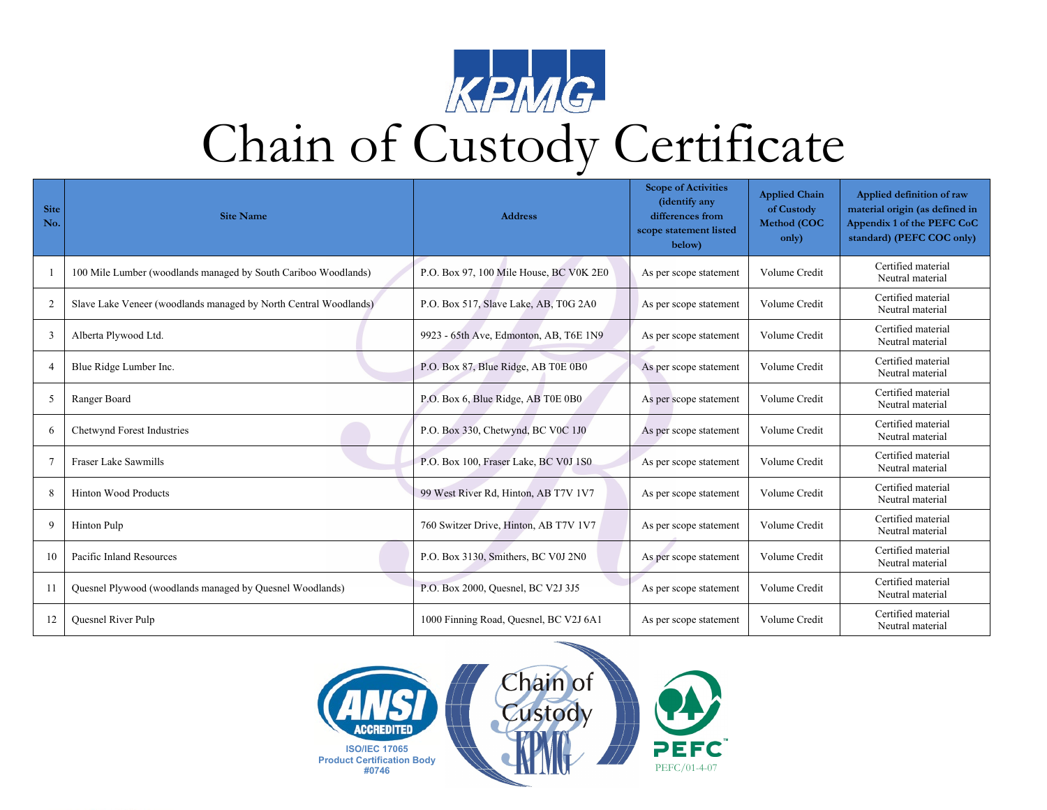# Chain of Custody Certificate

| Site No. | Site Name | Address | Scope of Activities (identify any differences from scope statement listed below) | Applied Chain of Custody Method (COC only) | Applied definition of raw material origin (as defined in Appendix 1 of the PEFC CoC standard) (PEFC COC only) |
|---|---|---|---|---|---|
| 1 | 100 Mile Lumber (woodlands managed by South Cariboo Woodlands) | P.O. Box 97, 100 Mile House, BC V0K 2E0 | As per scope statement | Volume Credit | Certified material<br>Neutral material |
| 2 | Slave Lake Veneer (woodlands managed by North Central Woodlands) | P.O. Box 517, Slave Lake, AB, T0G 2A0 | As per scope statement | Volume Credit | Certified material<br>Neutral material |
| 3 | Alberta Plywood Ltd. | 9923 - 65th Ave, Edmonton, AB, T6E 1N9 | As per scope statement | Volume Credit | Certified material<br>Neutral material |
| 4 | Blue Ridge Lumber Inc. | P.O. Box 87, Blue Ridge, AB T0E 0B0 | As per scope statement | Volume Credit | Certified material<br>Neutral material |
| 5 | Ranger Board | P.O. Box 6, Blue Ridge, AB T0E 0B0 | As per scope statement | Volume Credit | Certified material<br>Neutral material |
| 6 | Chetwynd Forest Industries | P.O. Box 330, Chetwynd, BC V0C 1J0 | As per scope statement | Volume Credit | Certified material<br>Neutral material |
| 7 | Fraser Lake Sawmills | P.O. Box 100, Fraser Lake, BC V0J 1S0 | As per scope statement | Volume Credit | Certified material<br>Neutral material |
| 8 | Hinton Wood Products | 99 West River Rd, Hinton, AB T7V 1V7 | As per scope statement | Volume Credit | Certified material<br>Neutral material |
| 9 | Hinton Pulp | 760 Switzer Drive, Hinton, AB T7V 1V7 | As per scope statement | Volume Credit | Certified material<br>Neutral material |
| 10 | Pacific Inland Resources | P.O. Box 3130, Smithers, BC V0J 2N0 | As per scope statement | Volume Credit | Certified material<br>Neutral material |
| 11 | Quesnel Plywood (woodlands managed by Quesnel Woodlands) | P.O. Box 2000, Quesnel, BC V2J 3J5 | As per scope statement | Volume Credit | Certified material<br>Neutral material |
| 12 | Quesnel River Pulp | 1000 Finning Road, Quesnel, BC V2J 6A1 | As per scope statement | Volume Credit | Certified material<br>Neutral material |

ANSI ACCREDITED
ISO/IEC 17065
Product Certification Body
#0746

PEFC
PEFC/01-4-07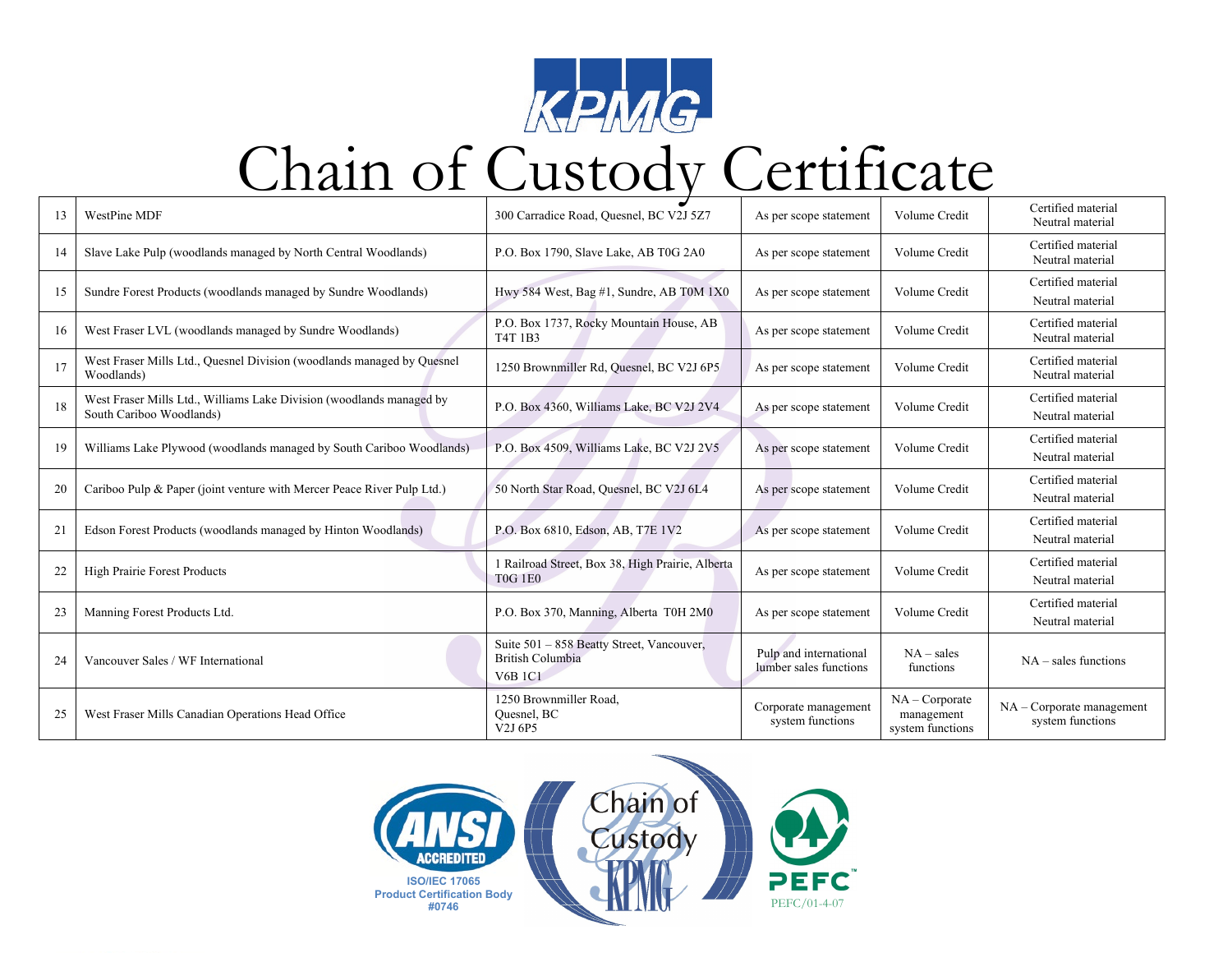# Chain of Custody Certificate

| | | | | | |
|---|---|---|---|---|---|
| 13 | WestPine MDF | 300 Carradice Road, Quesnel, BC V2J 5Z7 | As per scope statement | Volume Credit | Certified material<br>Neutral material |
| 14 | Slave Lake Pulp (woodlands managed by North Central Woodlands) | P.O. Box 1790, Slave Lake, AB T0G 2A0 | As per scope statement | Volume Credit | Certified material<br>Neutral material |
| 15 | Sundre Forest Products (woodlands managed by Sundre Woodlands) | Hwy 584 West, Bag #1, Sundre, AB T0M 1X0 | As per scope statement | Volume Credit | Certified material<br>Neutral material |
| 16 | West Fraser LVL (woodlands managed by Sundre Woodlands) | P.O. Box 1737, Rocky Mountain House, AB T4T 1B3 | As per scope statement | Volume Credit | Certified material<br>Neutral material |
| 17 | West Fraser Mills Ltd., Quesnel Division (woodlands managed by Quesnel Woodlands) | 1250 Brownmiller Rd, Quesnel, BC V2J 6P5 | As per scope statement | Volume Credit | Certified material<br>Neutral material |
| 18 | West Fraser Mills Ltd., Williams Lake Division (woodlands managed by South Cariboo Woodlands) | P.O. Box 4360, Williams Lake, BC V2J 2V4 | As per scope statement | Volume Credit | Certified material<br>Neutral material |
| 19 | Williams Lake Plywood (woodlands managed by South Cariboo Woodlands) | P.O. Box 4509, Williams Lake, BC V2J 2V5 | As per scope statement | Volume Credit | Certified material<br>Neutral material |
| 20 | Cariboo Pulp & Paper (joint venture with Mercer Peace River Pulp Ltd.) | 50 North Star Road, Quesnel, BC V2J 6L4 | As per scope statement | Volume Credit | Certified material<br>Neutral material |
| 21 | Edson Forest Products (woodlands managed by Hinton Woodlands) | P.O. Box 6810, Edson, AB, T7E 1V2 | As per scope statement | Volume Credit | Certified material<br>Neutral material |
| 22 | High Prairie Forest Products | 1 Railroad Street, Box 38, High Prairie, Alberta T0G 1E0 | As per scope statement | Volume Credit | Certified material<br>Neutral material |
| 23 | Manning Forest Products Ltd. | P.O. Box 370, Manning, Alberta T0H 2M0 | As per scope statement | Volume Credit | Certified material<br>Neutral material |
| 24 | Vancouver Sales / WF International | Suite 501 – 858 Beatty Street, Vancouver, British Columbia<br>V6B 1C1 | Pulp and international lumber sales functions | NA – sales functions | NA – sales functions |
| 25 | West Fraser Mills Canadian Operations Head Office | 1250 Brownmiller Road,<br>Quesnel, BC<br>V2J 6P5 | Corporate management system functions | NA – Corporate management system functions | NA – Corporate management system functions |

ANSI ACCREDITED
ISO/IEC 17065
Product Certification Body
#0746

Chain of Custody KPMG

PEFC
PEFC/01-4-07